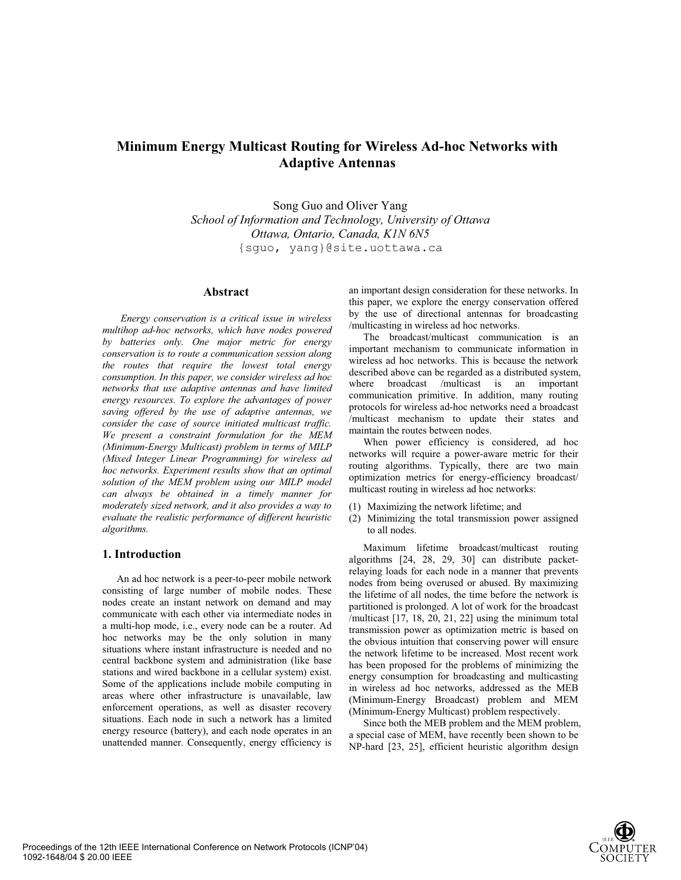# Minimum Energy Multicast Routing for Wireless Ad-hoc Networks with Adaptive Antennas

Song Guo and Oliver Yang
*School of Information and Technology, University of Ottawa*
*Ottawa, Ontario, Canada, K1N 6N5*
{sguo, yang}@site.uottawa.ca

## Abstract

*Energy conservation is a critical issue in wireless multihop ad-hoc networks, which have nodes powered by batteries only. One major metric for energy conservation is to route a communication session along the routes that require the lowest total energy consumption. In this paper, we consider wireless ad hoc networks that use adaptive antennas and have limited energy resources. To explore the advantages of power saving offered by the use of adaptive antennas, we consider the case of source initiated multicast traffic. We present a constraint formulation for the MEM (Minimum-Energy Multicast) problem in terms of MILP (Mixed Integer Linear Programming) for wireless ad hoc networks. Experiment results show that an optimal solution of the MEM problem using our MILP model can always be obtained in a timely manner for moderately sized network, and it also provides a way to evaluate the realistic performance of different heuristic algorithms.*

## 1. Introduction

An ad hoc network is a peer-to-peer mobile network consisting of large number of mobile nodes. These nodes create an instant network on demand and may communicate with each other via intermediate nodes in a multi-hop mode, i.e., every node can be a router. Ad hoc networks may be the only solution in many situations where instant infrastructure is needed and no central backbone system and administration (like base stations and wired backbone in a cellular system) exist. Some of the applications include mobile computing in areas where other infrastructure is unavailable, law enforcement operations, as well as disaster recovery situations. Each node in such a network has a limited energy resource (battery), and each node operates in an unattended manner. Consequently, energy efficiency is an important design consideration for these networks. In this paper, we explore the energy conservation offered by the use of directional antennas for broadcasting /multicasting in wireless ad hoc networks.

The broadcast/multicast communication is an important mechanism to communicate information in wireless ad hoc networks. This is because the network described above can be regarded as a distributed system, where broadcast /multicast is an important communication primitive. In addition, many routing protocols for wireless ad-hoc networks need a broadcast /multicast mechanism to update their states and maintain the routes between nodes.

When power efficiency is considered, ad hoc networks will require a power-aware metric for their routing algorithms. Typically, there are two main optimization metrics for energy-efficiency broadcast/ multicast routing in wireless ad hoc networks:

(1) Maximizing the network lifetime; and
(2) Minimizing the total transmission power assigned to all nodes.

Maximum lifetime broadcast/multicast routing algorithms [24, 28, 29, 30] can distribute packet-relaying loads for each node in a manner that prevents nodes from being overused or abused. By maximizing the lifetime of all nodes, the time before the network is partitioned is prolonged. A lot of work for the broadcast /multicast [17, 18, 20, 21, 22] using the minimum total transmission power as optimization metric is based on the obvious intuition that conserving power will ensure the network lifetime to be increased. Most recent work has been proposed for the problems of minimizing the energy consumption for broadcasting and multicasting in wireless ad hoc networks, addressed as the MEB (Minimum-Energy Broadcast) problem and MEM (Minimum-Energy Multicast) problem respectively.

Since both the MEB problem and the MEM problem, a special case of MEM, have recently been shown to be NP-hard [23, 25], efficient heuristic algorithm design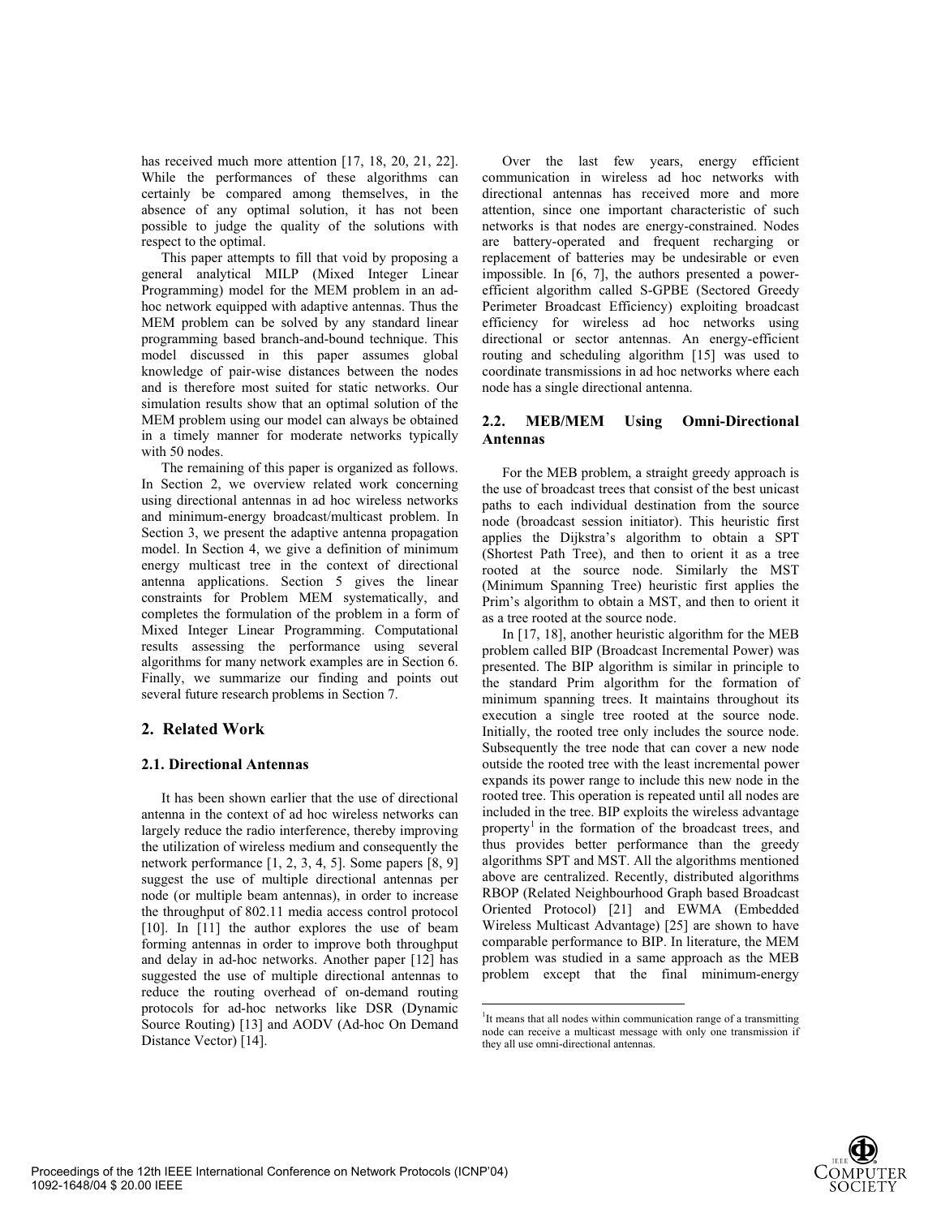has received much more attention [17, 18, 20, 21, 22]. While the performances of these algorithms can certainly be compared among themselves, in the absence of any optimal solution, it has not been possible to judge the quality of the solutions with respect to the optimal.

This paper attempts to fill that void by proposing a general analytical MILP (Mixed Integer Linear Programming) model for the MEM problem in an ad-hoc network equipped with adaptive antennas. Thus the MEM problem can be solved by any standard linear programming based branch-and-bound technique. This model discussed in this paper assumes global knowledge of pair-wise distances between the nodes and is therefore most suited for static networks. Our simulation results show that an optimal solution of the MEM problem using our model can always be obtained in a timely manner for moderate networks typically with 50 nodes.

The remaining of this paper is organized as follows. In Section 2, we overview related work concerning using directional antennas in ad hoc wireless networks and minimum-energy broadcast/multicast problem. In Section 3, we present the adaptive antenna propagation model. In Section 4, we give a definition of minimum energy multicast tree in the context of directional antenna applications. Section 5 gives the linear constraints for Problem MEM systematically, and completes the formulation of the problem in a form of Mixed Integer Linear Programming. Computational results assessing the performance using several algorithms for many network examples are in Section 6. Finally, we summarize our finding and points out several future research problems in Section 7.

## 2. Related Work

### 2.1. Directional Antennas

It has been shown earlier that the use of directional antenna in the context of ad hoc wireless networks can largely reduce the radio interference, thereby improving the utilization of wireless medium and consequently the network performance [1, 2, 3, 4, 5]. Some papers [8, 9] suggest the use of multiple directional antennas per node (or multiple beam antennas), in order to increase the throughput of 802.11 media access control protocol [10]. In [11] the author explores the use of beam forming antennas in order to improve both throughput and delay in ad-hoc networks. Another paper [12] has suggested the use of multiple directional antennas to reduce the routing overhead of on-demand routing protocols for ad-hoc networks like DSR (Dynamic Source Routing) [13] and AODV (Ad-hoc On Demand Distance Vector) [14].

Over the last few years, energy efficient communication in wireless ad hoc networks with directional antennas has received more and more attention, since one important characteristic of such networks is that nodes are energy-constrained. Nodes are battery-operated and frequent recharging or replacement of batteries may be undesirable or even impossible. In [6, 7], the authors presented a power-efficient algorithm called S-GPBE (Sectored Greedy Perimeter Broadcast Efficiency) exploiting broadcast efficiency for wireless ad hoc networks using directional or sector antennas. An energy-efficient routing and scheduling algorithm [15] was used to coordinate transmissions in ad hoc networks where each node has a single directional antenna.

### 2.2. MEB/MEM Using Omni-Directional Antennas

For the MEB problem, a straight greedy approach is the use of broadcast trees that consist of the best unicast paths to each individual destination from the source node (broadcast session initiator). This heuristic first applies the Dijkstra's algorithm to obtain a SPT (Shortest Path Tree), and then to orient it as a tree rooted at the source node. Similarly the MST (Minimum Spanning Tree) heuristic first applies the Prim's algorithm to obtain a MST, and then to orient it as a tree rooted at the source node.

In [17, 18], another heuristic algorithm for the MEB problem called BIP (Broadcast Incremental Power) was presented. The BIP algorithm is similar in principle to the standard Prim algorithm for the formation of minimum spanning trees. It maintains throughout its execution a single tree rooted at the source node. Initially, the rooted tree only includes the source node. Subsequently the tree node that can cover a new node outside the rooted tree with the least incremental power expands its power range to include this new node in the rooted tree. This operation is repeated until all nodes are included in the tree. BIP exploits the wireless advantage property[1] in the formation of the broadcast trees, and thus provides better performance than the greedy algorithms SPT and MST. All the algorithms mentioned above are centralized. Recently, distributed algorithms RBOP (Related Neighbourhood Graph based Broadcast Oriented Protocol) [21] and EWMA (Embedded Wireless Multicast Advantage) [25] are shown to have comparable performance to BIP. In literature, the MEM problem was studied in a same approach as the MEB problem except that the final minimum-energy

[1] It means that all nodes within communication range of a transmitting node can receive a multicast message with only one transmission if they all use omni-directional antennas.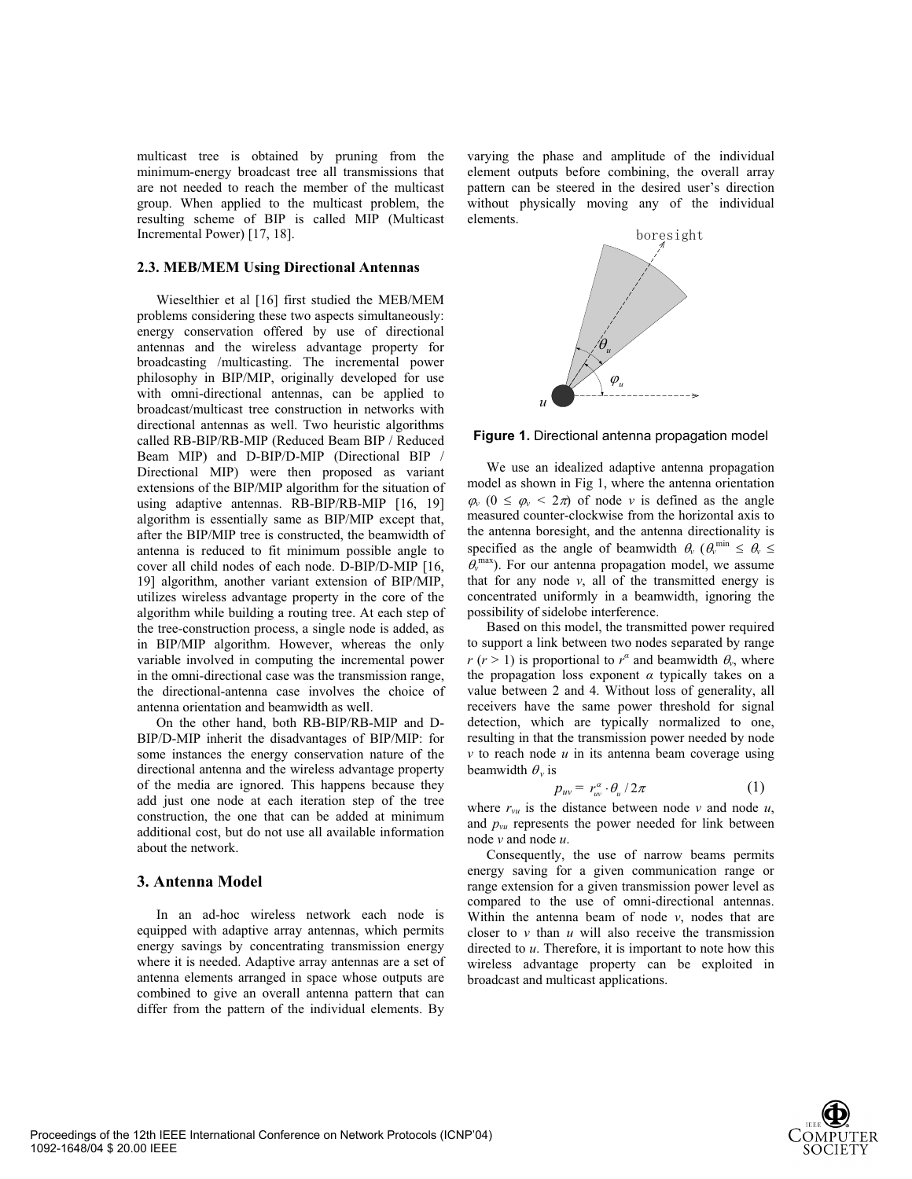multicast tree is obtained by pruning from the minimum-energy broadcast tree all transmissions that are not needed to reach the member of the multicast group. When applied to the multicast problem, the resulting scheme of BIP is called MIP (Multicast Incremental Power) [17, 18].

### 2.3. MEB/MEM Using Directional Antennas

Wieselthier et al [16] first studied the MEB/MEM problems considering these two aspects simultaneously: energy conservation offered by use of directional antennas and the wireless advantage property for broadcasting /multicasting. The incremental power philosophy in BIP/MIP, originally developed for use with omni-directional antennas, can be applied to broadcast/multicast tree construction in networks with directional antennas as well. Two heuristic algorithms called RB-BIP/RB-MIP (Reduced Beam BIP / Reduced Beam MIP) and D-BIP/D-MIP (Directional BIP / Directional MIP) were then proposed as variant extensions of the BIP/MIP algorithm for the situation of using adaptive antennas. RB-BIP/RB-MIP [16, 19] algorithm is essentially same as BIP/MIP except that, after the BIP/MIP tree is constructed, the beamwidth of antenna is reduced to fit minimum possible angle to cover all child nodes of each node. D-BIP/D-MIP [16, 19] algorithm, another variant extension of BIP/MIP, utilizes wireless advantage property in the core of the algorithm while building a routing tree. At each step of the tree-construction process, a single node is added, as in BIP/MIP algorithm. However, whereas the only variable involved in computing the incremental power in the omni-directional case was the transmission range, the directional-antenna case involves the choice of antenna orientation and beamwidth as well.

On the other hand, both RB-BIP/RB-MIP and D-BIP/D-MIP inherit the disadvantages of BIP/MIP: for some instances the energy conservation nature of the directional antenna and the wireless advantage property of the media are ignored. This happens because they add just one node at each iteration step of the tree construction, the one that can be added at minimum additional cost, but do not use all available information about the network.

## 3. Antenna Model

In an ad-hoc wireless network each node is equipped with adaptive array antennas, which permits energy savings by concentrating transmission energy where it is needed. Adaptive array antennas are a set of antenna elements arranged in space whose outputs are combined to give an overall antenna pattern that can differ from the pattern of the individual elements. By varying the phase and amplitude of the individual element outputs before combining, the overall array pattern can be steered in the desired user's direction without physically moving any of the individual elements.

boresight

$\theta_u$

$\varphi_u$

$u$

**Figure 1.** Directional antenna propagation model

We use an idealized adaptive antenna propagation model as shown in Fig 1, where the antenna orientation $\varphi_v$ ($0 \leq \varphi_v < 2\pi$) of node $v$ is defined as the angle measured counter-clockwise from the horizontal axis to the antenna boresight, and the antenna directionality is specified as the angle of beamwidth $\theta_v$ ($\theta_v^{\min} \leq \theta_v \leq \theta_v^{\max}$). For our antenna propagation model, we assume that for any node $v$, all of the transmitted energy is concentrated uniformly in a beamwidth, ignoring the possibility of sidelobe interference.

Based on this model, the transmitted power required to support a link between two nodes separated by range $r$ ($r > 1$) is proportional to $r^\alpha$ and beamwidth $\theta_v$, where the propagation loss exponent $\alpha$ typically takes on a value between 2 and 4. Without loss of generality, all receivers have the same power threshold for signal detection, which are typically normalized to one, resulting in that the transmission power needed by node $v$ to reach node $u$ in its antenna beam coverage using beamwidth $\theta_v$ is

$$p_{uv} = r_{uv}^{\alpha} \cdot \theta_u / 2\pi \qquad (1)$$

where $r_{vu}$ is the distance between node $v$ and node $u$, and $p_{vu}$ represents the power needed for link between node $v$ and node $u$.

Consequently, the use of narrow beams permits energy saving for a given communication range or range extension for a given transmission power level as compared to the use of omni-directional antennas. Within the antenna beam of node $v$, nodes that are closer to $v$ than $u$ will also receive the transmission directed to $u$. Therefore, it is important to note how this wireless advantage property can be exploited in broadcast and multicast applications.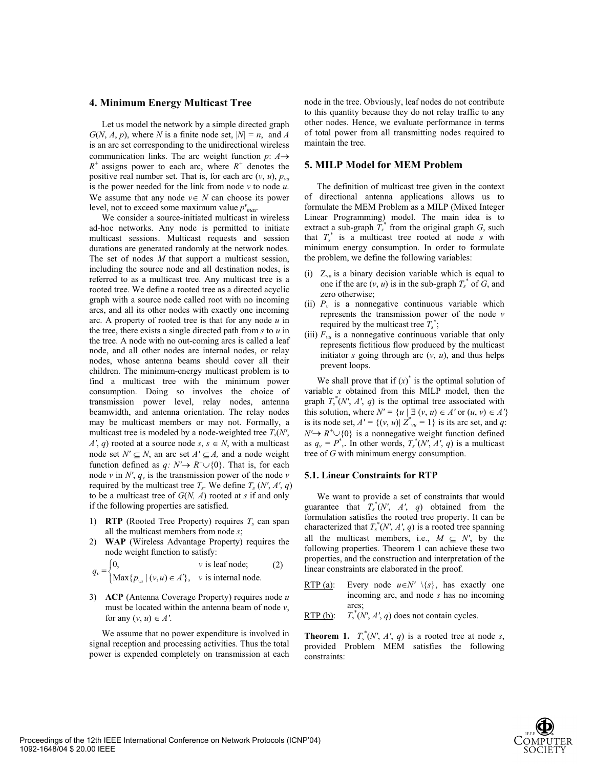## 4. Minimum Energy Multicast Tree

Let us model the network by a simple directed graph $G(N, A, p)$, where $N$ is a finite node set, $|N| = n$, and $A$ is an arc set corresponding to the unidirectional wireless communication links. The arc weight function $p$: $A \rightarrow R^+$ assigns power to each arc, where $R^+$ denotes the positive real number set. That is, for each arc $(v, u)$, $p_{vu}$ is the power needed for the link from node $v$ to node $u$. We assume that any node $v \in N$ can choose its power level, not to exceed some maximum value $p^v_{max}$.

We consider a source-initiated multicast in wireless ad-hoc networks. Any node is permitted to initiate multicast sessions. Multicast requests and session durations are generated randomly at the network nodes. The set of nodes $M$ that support a multicast session, including the source node and all destination nodes, is referred to as a multicast tree. Any multicast tree is a rooted tree. We define a rooted tree as a directed acyclic graph with a source node called root with no incoming arcs, and all its other nodes with exactly one incoming arc. A property of rooted tree is that for any node $u$ in the tree, there exists a single directed path from $s$ to $u$ in the tree. A node with no out-coming arcs is called a leaf node, and all other nodes are internal nodes, or relay nodes, whose antenna beams should cover all their children. The minimum-energy multicast problem is to find a multicast tree with the minimum power consumption. Doing so involves the choice of transmission power level, relay nodes, antenna beamwidth, and antenna orientation. The relay nodes may be multicast members or may not. Formally, a multicast tree is modeled by a node-weighted tree $T_s(N', A', q)$ rooted at a source node $s$, $s \in N$, with a multicast node set $N' \subseteq N$, an arc set $A' \subseteq A$, and a node weight function defined as $q$: $N' \rightarrow R^+ \cup \{0\}$. That is, for each node $v$ in $N'$, $q_v$ is the transmission power of the node $v$ required by the multicast tree $T_s$. We define $T_s(N', A', q)$ to be a multicast tree of $G(N, A)$ rooted at $s$ if and only if the following properties are satisfied.

1) **RTP** (Rooted Tree Property) requires $T_s$ can span all the multicast members from node $s$;
2) **WAP** (Wireless Advantage Property) requires the node weight function to satisfy:

$$q_v = \begin{cases} 0, & v \text{ is leaf node;} \\ \text{Max}\{p_{vu} \mid (v,u) \in A'\}, & v \text{ is internal node.} \end{cases} \quad (2)$$

3) **ACP** (Antenna Coverage Property) requires node $u$ must be located within the antenna beam of node $v$, for any $(v, u) \in A'$.

We assume that no power expenditure is involved in signal reception and processing activities. Thus the total power is expended completely on transmission at each node in the tree. Obviously, leaf nodes do not contribute to this quantity because they do not relay traffic to any other nodes. Hence, we evaluate performance in terms of total power from all transmitting nodes required to maintain the tree.

## 5. MILP Model for MEM Problem

The definition of multicast tree given in the context of directional antenna applications allows us to formulate the MEM Problem as a MILP (Mixed Integer Linear Programming) model. The main idea is to extract a sub-graph $T_s^*$ from the original graph $G$, such that $T_s^*$ is a multicast tree rooted at node $s$ with minimum energy consumption. In order to formulate the problem, we define the following variables:

(i) $Z_{vu}$ is a binary decision variable which is equal to one if the arc $(v, u)$ is in the sub-graph $T_s^*$ of $G$, and zero otherwise;

(ii) $P_v$ is a nonnegative continuous variable which represents the transmission power of the node $v$ required by the multicast tree $T_s^*$;

(iii) $F_{vu}$ is a nonnegative continuous variable that only represents fictitious flow produced by the multicast initiator $s$ going through arc $(v, u)$, and thus helps prevent loops.

We shall prove that if $(x)^*$ is the optimal solution of variable $x$ obtained from this MILP model, then the graph $T_s^*(N', A', q)$ is the optimal tree associated with this solution, where $N' = \{u \mid \exists\ (v, u) \in A' \text{ or } (u, v) \in A'\}$ is its node set, $A' = \{(v, u) \mid Z^*_{vu} = 1\}$ is its arc set, and $q$: $N' \rightarrow R^+ \cup \{0\}$ is a nonnegative weight function defined as $q_v = P^*_v$. In other words, $T_s^*(N', A', q)$ is a multicast tree of $G$ with minimum energy consumption.

### 5.1. Linear Constraints for RTP

We want to provide a set of constraints that would guarantee that $T_s^*(N', A', q)$ obtained from the formulation satisfies the rooted tree property. It can be characterized that $T_s^*(N', A', q)$ is a rooted tree spanning all the multicast members, i.e., $M \subseteq N'$, by the following properties. Theorem 1 can achieve these two properties, and the construction and interpretation of the linear constraints are elaborated in the proof.

RTP (a): Every node $u \in N' \setminus \{s\}$, has exactly one incoming arc, and node $s$ has no incoming arcs;

RTP (b): $T_s^*(N', A', q)$ does not contain cycles.

**Theorem 1.** $T_s^*(N', A', q)$ is a rooted tree at node $s$, provided Problem MEM satisfies the following constraints: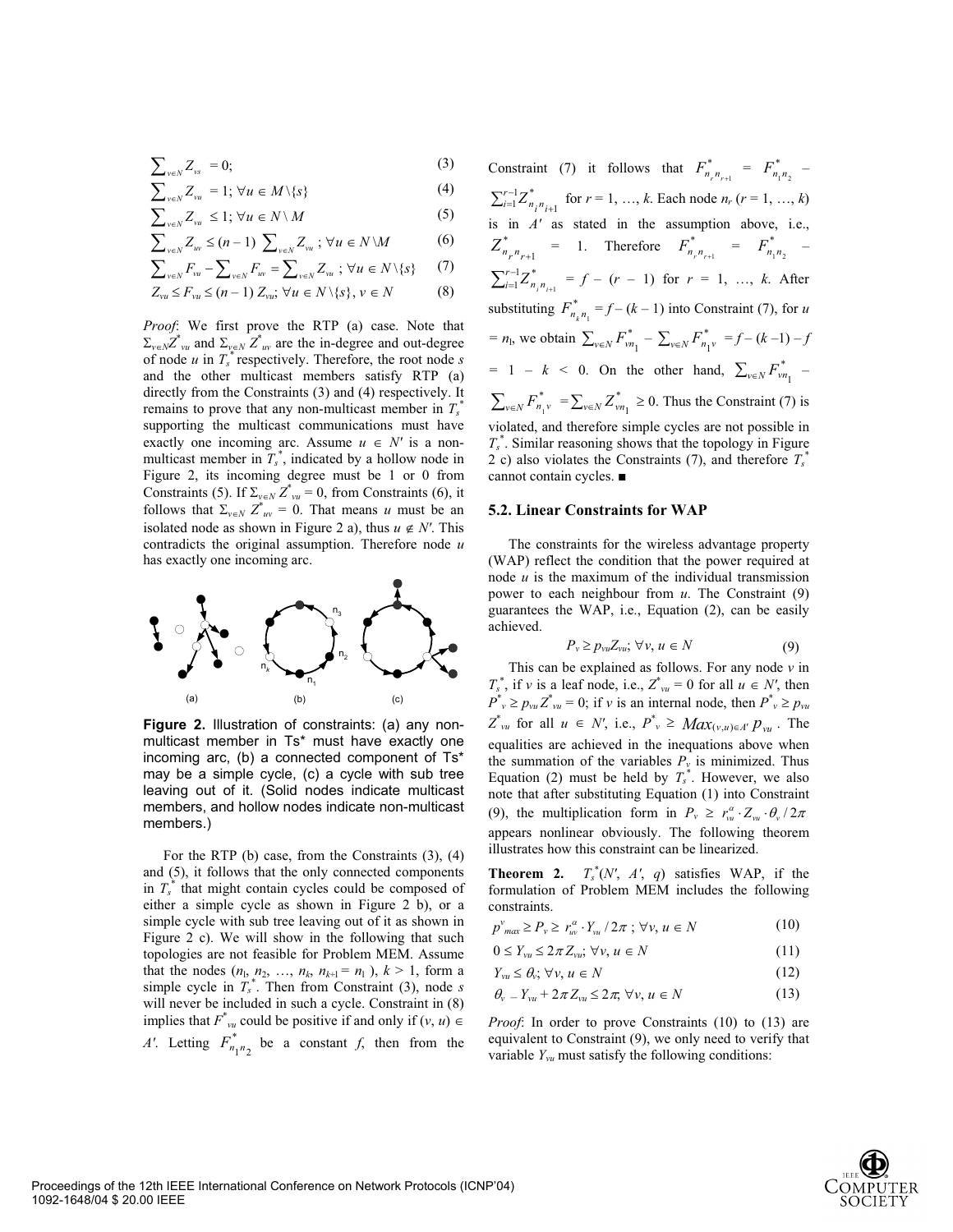$$\sum_{v \in N} Z_{vs} = 0; \quad (3)$$

$$\sum_{v \in N} Z_{vu} = 1; \forall u \in M \backslash \{s\} \quad (4)$$

$$\sum_{v \in N} Z_{vu} \leq 1; \forall u \in N \backslash M \quad (5)$$

$$\sum_{v \in N} Z_{uv} \leq (n-1) \sum_{v \in N} Z_{vu} \; ; \forall u \in N \backslash M \quad (6)$$

$$\sum_{v \in N} F_{vu} - \sum_{v \in N} F_{uv} = \sum_{v \in N} Z_{vu} \; ; \forall u \in N \backslash \{s\} \quad (7)$$

$$Z_{vu} \leq F_{vu} \leq (n-1)\, Z_{vu}; \forall u \in N \backslash \{s\}, v \in N \quad (8)$$

*Proof*: We first prove the RTP (a) case. Note that $\Sigma_{v \in N} Z^*_{vu}$ and $\Sigma_{v \in N} Z^*_{uv}$ are the in-degree and out-degree of node $u$ in $T_s^*$ respectively. Therefore, the root node $s$ and the other multicast members satisfy RTP (a) directly from the Constraints (3) and (4) respectively. It remains to prove that any non-multicast member in $T_s^*$ supporting the multicast communications must have exactly one incoming arc. Assume $u \in N'$ is a non-multicast member in $T_s^*$, indicated by a hollow node in Figure 2, its incoming degree must be 1 or 0 from Constraints (5). If $\Sigma_{v \in N} Z^*_{vu} = 0$, from Constraints (6), it follows that $\Sigma_{v \in N} Z^*_{uv} = 0$. That means $u$ must be an isolated node as shown in Figure 2 a), thus $u \notin N'$. This contradicts the original assumption. Therefore node $u$ has exactly one incoming arc.

**Figure 2.** Illustration of constraints: (a) any non-multicast member in Ts* must have exactly one incoming arc, (b) a connected component of Ts* may be a simple cycle, (c) a cycle with sub tree leaving out of it. (Solid nodes indicate multicast members, and hollow nodes indicate non-multicast members.)

For the RTP (b) case, from the Constraints (3), (4) and (5), it follows that the only connected components in $T_s^*$ that might contain cycles could be composed of either a simple cycle as shown in Figure 2 b), or a simple cycle with sub tree leaving out of it as shown in Figure 2 c). We will show in the following that such topologies are not feasible for Problem MEM. Assume that the nodes ($n_1, n_2, \ldots, n_k, n_{k+1} = n_1$ ), $k > 1$, form a simple cycle in $T_s^*$. Then from Constraint (3), node $s$ will never be included in such a cycle. Constraint in (8) implies that $F^*_{vu}$ could be positive if and only if $(v, u) \in A'$. Letting $F^*_{n_1 n_2}$ be a constant $f$, then from the Constraint (7) it follows that $F^*_{n_r n_{r+1}} = F^*_{n_1 n_2} - \sum_{i=1}^{r-1} Z^*_{n_i n_{i+1}}$ for $r = 1, \ldots, k$. Each node $n_r$ ($r = 1, \ldots, k$) is in $A'$ as stated in the assumption above, i.e., $Z^*_{n_r n_{r+1}} = 1$. Therefore $F^*_{n_r n_{r+1}} = F^*_{n_1 n_2} - \sum_{i=1}^{r-1} Z^*_{n_i n_{i+1}} = f - (r-1)$ for $r = 1, \ldots, k$. After substituting $F^*_{n_k n_1} = f - (k-1)$ into Constraint (7), for $u = n_1$, we obtain $\sum_{v \in N} F^*_{v n_1} - \sum_{v \in N} F^*_{n_1 v} = f - (k-1) - f = 1 - k < 0$. On the other hand, $\sum_{v \in N} F^*_{v n_1} - \sum_{v \in N} F^*_{n_1 v} = \sum_{v \in N} Z^*_{v n_1} \geq 0$. Thus the Constraint (7) is violated, and therefore simple cycles are not possible in $T_s^*$. Similar reasoning shows that the topology in Figure 2 c) also violates the Constraints (7), and therefore $T_s^*$ cannot contain cycles. ■

## 5.2. Linear Constraints for WAP

The constraints for the wireless advantage property (WAP) reflect the condition that the power required at node $u$ is the maximum of the individual transmission power to each neighbour from $u$. The Constraint (9) guarantees the WAP, i.e., Equation (2), can be easily achieved.

$$P_v \geq p_{vu} Z_{vu}; \forall v, u \in N \quad (9)$$

This can be explained as follows. For any node $v$ in $T_s^*$, if $v$ is a leaf node, i.e., $Z^*_{vu} = 0$ for all $u \in N'$, then $P^*_v \geq p_{vu} Z^*_{vu} = 0$; if $v$ is an internal node, then $P^*_v \geq p_{vu} Z^*_{vu}$ for all $u \in N'$, i.e., $P^*_v \geq Max_{(v,u) \in A'}\, p_{vu}$ . The equalities are achieved in the inequations above when the summation of the variables $P_v$ is minimized. Thus Equation (2) must be held by $T_s^*$. However, we also note that after substituting Equation (1) into Constraint (9), the multiplication form in $P_v \geq r^{\alpha}_{vu} \cdot Z_{vu} \cdot \theta_v / 2\pi$ appears nonlinear obviously. The following theorem illustrates how this constraint can be linearized.

**Theorem 2.** $T_s^*(N', A', q)$ satisfies WAP, if the formulation of Problem MEM includes the following constraints.

$$p^v_{max} \geq P_v \geq r^{\alpha}_{uv} \cdot Y_{vu} / 2\pi \; ; \forall v, u \in N \quad (10)$$

$$0 \leq Y_{vu} \leq 2\pi Z_{vu}; \forall v, u \in N \quad (11)$$

$$Y_{vu} \leq \theta_v; \forall v, u \in N \quad (12)$$

$$\theta_v - Y_{vu} + 2\pi Z_{vu} \leq 2\pi; \forall v, u \in N \quad (13)$$

*Proof*: In order to prove Constraints (10) to (13) are equivalent to Constraint (9), we only need to verify that variable $Y_{vu}$ must satisfy the following conditions: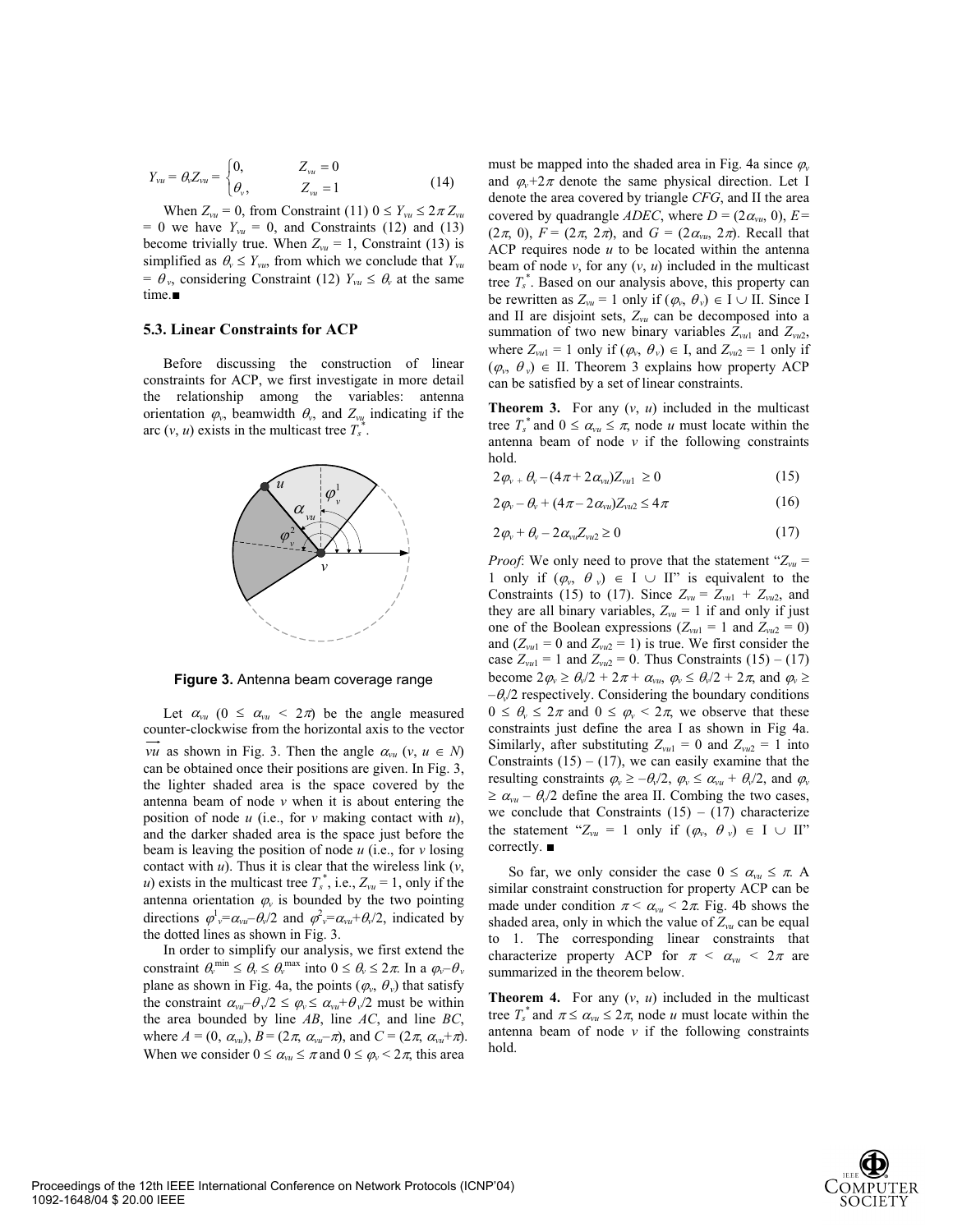$$Y_{vu} = \theta_v Z_{vu} = \begin{cases} 0, & Z_{vu} = 0 \\ \theta_v, & Z_{vu} = 1 \end{cases} \quad (14)$$

When $Z_{vu} = 0$, from Constraint (11) $0 \le Y_{vu} \le 2\pi Z_{vu} = 0$ we have $Y_{vu} = 0$, and Constraints (12) and (13) become trivially true. When $Z_{vu} = 1$, Constraint (13) is simplified as $\theta_v \le Y_{vu}$, from which we conclude that $Y_{vu} = \theta_v$, considering Constraint (12) $Y_{vu} \le \theta_v$ at the same time.■

### 5.3. Linear Constraints for ACP

Before discussing the construction of linear constraints for ACP, we first investigate in more detail the relationship among the variables: antenna orientation $\varphi_v$, beamwidth $\theta_v$, and $Z_{vu}$ indicating if the arc $(v, u)$ exists in the multicast tree $T_s^*$.

**Figure 3.** Antenna beam coverage range

Let $\alpha_{vu}$ ($0 \le \alpha_{vu} < 2\pi$) be the angle measured counter-clockwise from the horizontal axis to the vector $\overrightarrow{vu}$ as shown in Fig. 3. Then the angle $\alpha_{vu}$ ($v, u \in N$) can be obtained once their positions are given. In Fig. 3, the lighter shaded area is the space covered by the antenna beam of node $v$ when it is about entering the position of node $u$ (i.e., for $v$ making contact with $u$), and the darker shaded area is the space just before the beam is leaving the position of node $u$ (i.e., for $v$ losing contact with $u$). Thus it is clear that the wireless link $(v, u)$ exists in the multicast tree $T_s^*$, i.e., $Z_{vu} = 1$, only if the antenna orientation $\varphi_v$ is bounded by the two pointing directions $\varphi^1_v = \alpha_{vu} - \theta_v/2$ and $\varphi^2_v = \alpha_{vu} + \theta_v/2$, indicated by the dotted lines as shown in Fig. 3.

In order to simplify our analysis, we first extend the constraint $\theta_v^{\min} \le \theta_v \le \theta_v^{\max}$ into $0 \le \theta_v \le 2\pi$. In a $\varphi_v$–$\theta_v$ plane as shown in Fig. 4a, the points $(\varphi_v, \theta_v)$ that satisfy the constraint $\alpha_{vu} - \theta_v/2 \le \varphi_v \le \alpha_{vu} + \theta_v/2$ must be within the area bounded by line $AB$, line $AC$, and line $BC$, where $A = (0, \alpha_{vu})$, $B = (2\pi, \alpha_{vu} - \pi)$, and $C = (2\pi, \alpha_{vu} + \pi)$. When we consider $0 \le \alpha_{vu} \le \pi$ and $0 \le \varphi_v < 2\pi$, this area must be mapped into the shaded area in Fig. 4a since $\varphi_v$ and $\varphi_v + 2\pi$ denote the same physical direction. Let I denote the area covered by triangle $CFG$, and II the area covered by quadrangle $ADEC$, where $D = (2\alpha_{vu}, 0)$, $E = (2\pi, 0)$, $F = (2\pi, 2\pi)$, and $G = (2\alpha_{vu}, 2\pi)$. Recall that ACP requires node $u$ to be located within the antenna beam of node $v$, for any $(v, u)$ included in the multicast tree $T_s^*$. Based on our analysis above, this property can be rewritten as $Z_{vu} = 1$ only if $(\varphi_v, \theta_v) \in \text{I} \cup \text{II}$. Since I and II are disjoint sets, $Z_{vu}$ can be decomposed into a summation of two new binary variables $Z_{vu1}$ and $Z_{vu2}$, where $Z_{vu1} = 1$ only if $(\varphi_v, \theta_v) \in \text{I}$, and $Z_{vu2} = 1$ only if $(\varphi_v, \theta_v) \in \text{II}$. Theorem 3 explains how property ACP can be satisfied by a set of linear constraints.

**Theorem 3.** For any $(v, u)$ included in the multicast tree $T_s^*$ and $0 \le \alpha_{vu} \le \pi$, node $u$ must locate within the antenna beam of node $v$ if the following constraints hold.

$$2\varphi_v + \theta_v - (4\pi + 2\alpha_{vu})Z_{vu1} \ge 0 \quad (15)$$

$$2\varphi_v - \theta_v + (4\pi - 2\alpha_{vu})Z_{vu2} \le 4\pi \quad (16)$$

$$2\varphi_v + \theta_v - 2\alpha_{vu}Z_{vu2} \ge 0 \quad (17)$$

*Proof*: We only need to prove that the statement "$Z_{vu} = 1$ only if $(\varphi_v, \theta_v) \in \text{I} \cup \text{II}$" is equivalent to the Constraints (15) to (17). Since $Z_{vu} = Z_{vu1} + Z_{vu2}$, and they are all binary variables, $Z_{vu} = 1$ if and only if just one of the Boolean expressions ($Z_{vu1} = 1$ and $Z_{vu2} = 0$) and ($Z_{vu1} = 0$ and $Z_{vu2} = 1$) is true. We first consider the case $Z_{vu1} = 1$ and $Z_{vu2} = 0$. Thus Constraints (15) – (17) become $2\varphi_v \ge \theta_v/2 + 2\pi + \alpha_{vu}$, $\varphi_v \le \theta_v/2 + 2\pi$, and $\varphi_v \ge -\theta_v/2$ respectively. Considering the boundary conditions $0 \le \theta_v \le 2\pi$ and $0 \le \varphi_v < 2\pi$, we observe that these constraints just define the area I as shown in Fig 4a. Similarly, after substituting $Z_{vu1} = 0$ and $Z_{vu2} = 1$ into Constraints (15) – (17), we can easily examine that the resulting constraints $\varphi_v \ge -\theta_v/2$, $\varphi_v \le \alpha_{vu} + \theta_v/2$, and $\varphi_v \ge \alpha_{vu} - \theta_v/2$ define the area II. Combing the two cases, we conclude that Constraints (15) – (17) characterize the statement "$Z_{vu} = 1$ only if $(\varphi_v, \theta_v) \in \text{I} \cup \text{II}$" correctly. ■

So far, we only consider the case $0 \le \alpha_{vu} \le \pi$. A similar constraint construction for property ACP can be made under condition $\pi < \alpha_{vu} < 2\pi$. Fig. 4b shows the shaded area, only in which the value of $Z_{vu}$ can be equal to 1. The corresponding linear constraints that characterize property ACP for $\pi < \alpha_{vu} < 2\pi$ are summarized in the theorem below.

**Theorem 4.** For any $(v, u)$ included in the multicast tree $T_s^*$ and $\pi \le \alpha_{vu} \le 2\pi$, node $u$ must locate within the antenna beam of node $v$ if the following constraints hold.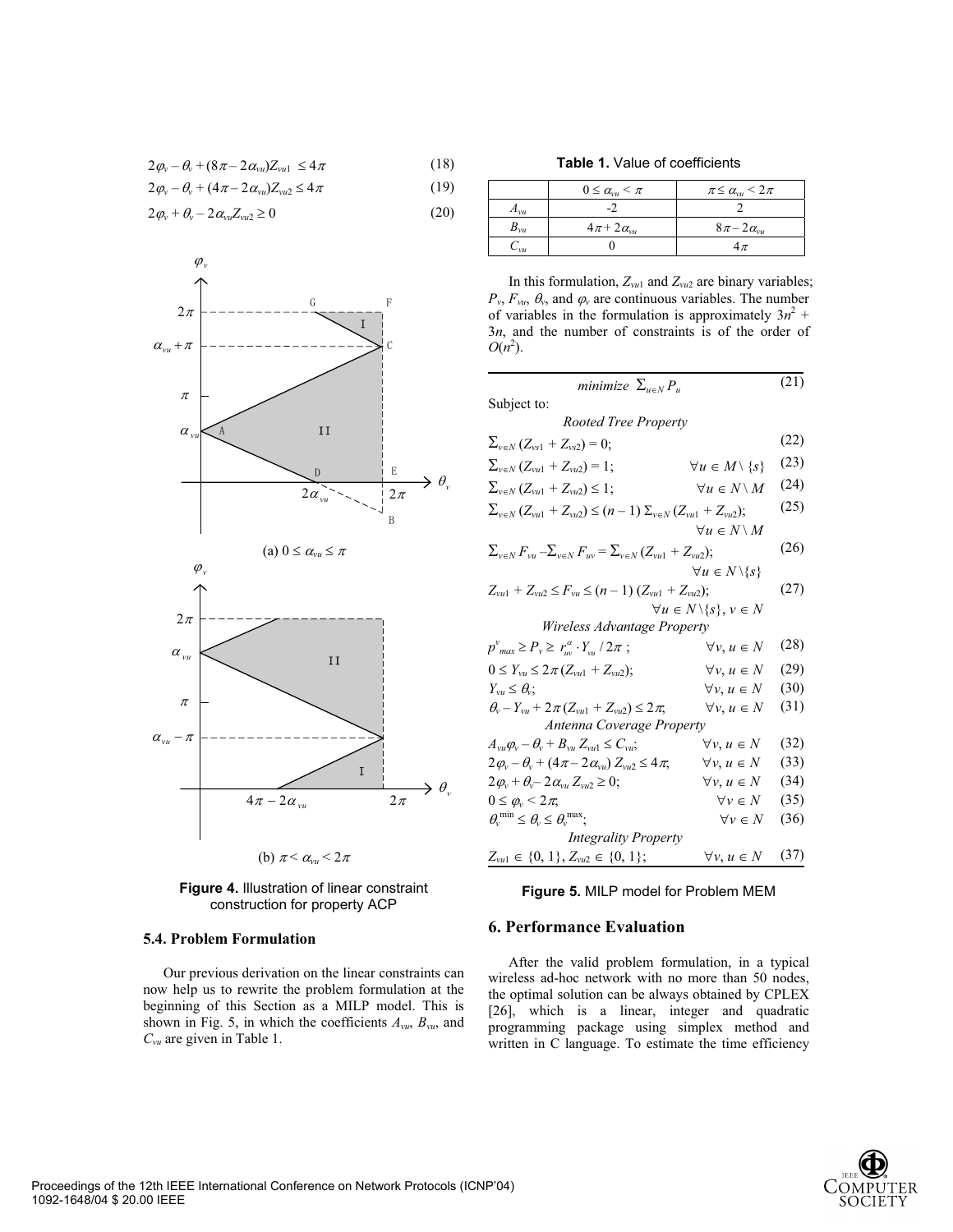$$2\varphi_v - \theta_v + (8\pi - 2\alpha_{vu})Z_{vu1} \le 4\pi \tag{18}$$

$$2\varphi_v - \theta_v + (4\pi - 2\alpha_{vu})Z_{vu2} \le 4\pi \tag{19}$$

$$2\varphi_v + \theta_v - 2\alpha_{vu}Z_{vu2} \ge 0 \tag{20}$$

(a) $0 \le \alpha_{vu} \le \pi$

(b) $\pi < \alpha_{vu} < 2\pi$

**Figure 4.** Illustration of linear constraint construction for property ACP

### 5.4. Problem Formulation

Our previous derivation on the linear constraints can now help us to rewrite the problem formulation at the beginning of this Section as a MILP model. This is shown in Fig. 5, in which the coefficients $A_{vu}$, $B_{vu}$, and $C_{vu}$ are given in Table 1.

**Table 1.** Value of coefficients

| | $0 \le \alpha_{vu} < \pi$ | $\pi \le \alpha_{vu} < 2\pi$ |
|---|---|---|
| $A_{vu}$ | -2 | 2 |
| $B_{vu}$ | $4\pi + 2\alpha_{vu}$ | $8\pi - 2\alpha_{vu}$ |
| $C_{vu}$ | 0 | $4\pi$ |

In this formulation, $Z_{vu1}$ and $Z_{vu2}$ are binary variables; $P_v$, $F_{vu}$, $\theta_v$, and $\varphi_v$ are continuous variables. The number of variables in the formulation is approximately $3n^2 + 3n$, and the number of constraints is of the order of $O(n^2)$.

$$\text{minimize } \textstyle\sum_{u \in N} P_u \tag{21}$$

Subject to:

*Rooted Tree Property*

$$\textstyle\sum_{v \in N} (Z_{vs1} + Z_{vs2}) = 0; \tag{22}$$

$$\textstyle\sum_{v \in N} (Z_{vu1} + Z_{vu2}) = 1; \quad \forall u \in M \setminus \{s\} \tag{23}$$

$$\textstyle\sum_{v \in N} (Z_{vu1} + Z_{vu2}) \le 1; \quad \forall u \in N \setminus M \tag{24}$$

$$\textstyle\sum_{v \in N} (Z_{vu1} + Z_{vu2}) \le (n-1) \sum_{v \in N} (Z_{vu1} + Z_{vu2}); \quad \forall u \in N \setminus M \tag{25}$$

$$\textstyle\sum_{v \in N} F_{vu} - \sum_{v \in N} F_{uv} = \sum_{v \in N} (Z_{vu1} + Z_{vu2}); \quad \forall u \in N \setminus \{s\} \tag{26}$$

$$Z_{vu1} + Z_{vu2} \le F_{vu} \le (n-1)(Z_{vu1} + Z_{vu2}); \quad \forall u \in N \setminus \{s\}, v \in N \tag{27}$$

*Wireless Advantage Property*

$$p^v_{max} \ge P_v \ge r^\alpha_{uv} \cdot Y_{vu} / 2\pi; \quad \forall v, u \in N \tag{28}$$

$$0 \le Y_{vu} \le 2\pi (Z_{vu1} + Z_{vu2}); \quad \forall v, u \in N \tag{29}$$

$$Y_{vu} \le \theta_v; \quad \forall v, u \in N \tag{30}$$

$$\theta_v - Y_{vu} + 2\pi (Z_{vu1} + Z_{vu2}) \le 2\pi; \quad \forall v, u \in N \tag{31}$$

*Antenna Coverage Property*

$$A_{vu}\varphi_v - \theta_v + B_{vu} Z_{vu1} \le C_{vu}; \quad \forall v, u \in N \tag{32}$$

$$2\varphi_v - \theta_v + (4\pi - 2\alpha_{vu}) Z_{vu2} \le 4\pi; \quad \forall v, u \in N \tag{33}$$

$$2\varphi_v + \theta_v - 2\alpha_{vu} Z_{vu2} \ge 0; \quad \forall v, u \in N \tag{34}$$

$$0 \le \varphi_v < 2\pi; \quad \forall v \in N \tag{35}$$

$$\theta_v^{\min} \le \theta_v \le \theta_v^{\max}; \quad \forall v \in N \tag{36}$$

*Integrality Property*

$$Z_{vu1} \in \{0, 1\}, Z_{vu2} \in \{0, 1\}; \quad \forall v, u \in N \tag{37}$$

**Figure 5.** MILP model for Problem MEM

## 6. Performance Evaluation

After the valid problem formulation, in a typical wireless ad-hoc network with no more than 50 nodes, the optimal solution can be always obtained by CPLEX [26], which is a linear, integer and quadratic programming package using simplex method and written in C language. To estimate the time efficiency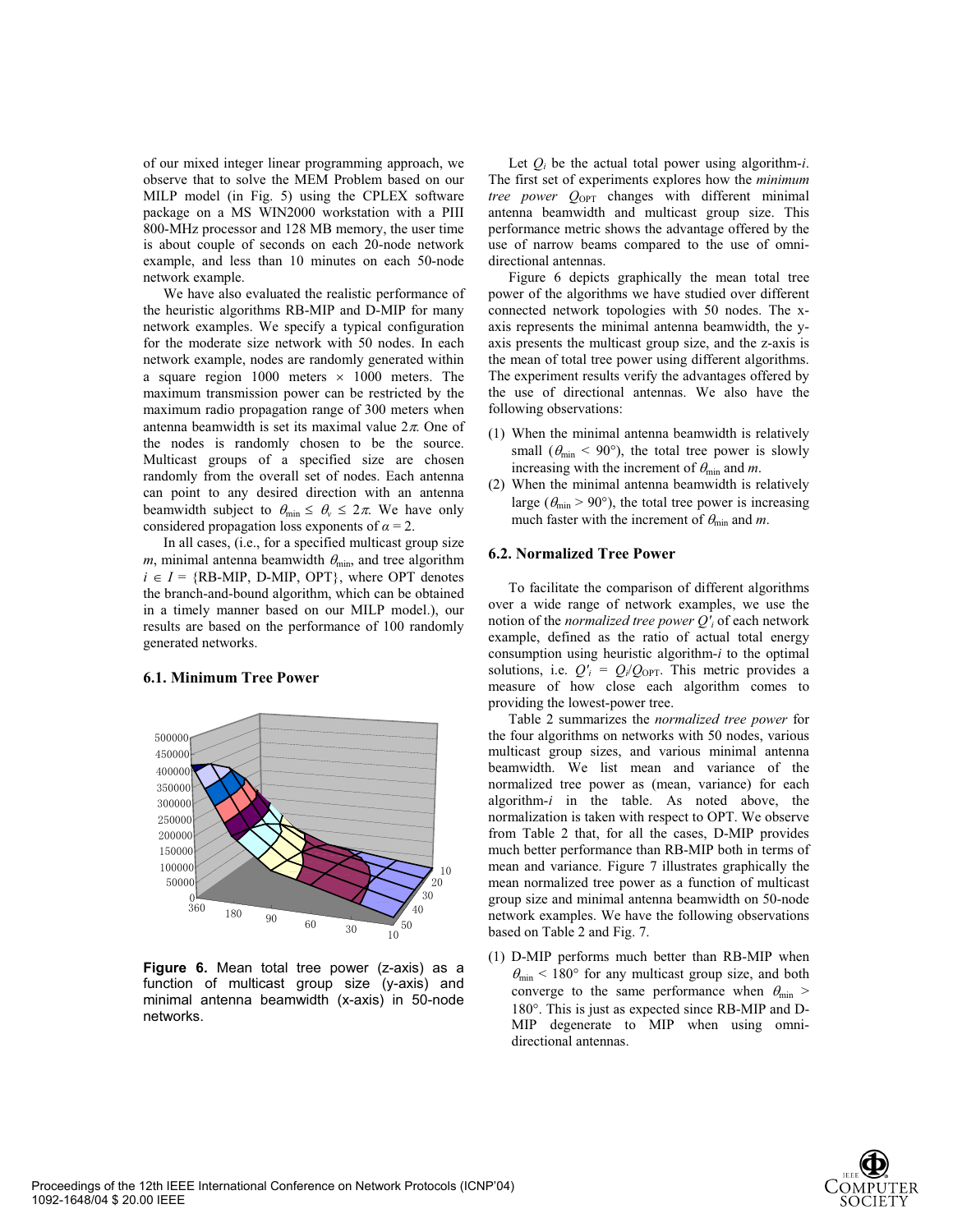of our mixed integer linear programming approach, we observe that to solve the MEM Problem based on our MILP model (in Fig. 5) using the CPLEX software package on a MS WIN2000 workstation with a PIII 800-MHz processor and 128 MB memory, the user time is about couple of seconds on each 20-node network example, and less than 10 minutes on each 50-node network example.

We have also evaluated the realistic performance of the heuristic algorithms RB-MIP and D-MIP for many network examples. We specify a typical configuration for the moderate size network with 50 nodes. In each network example, nodes are randomly generated within a square region 1000 meters × 1000 meters. The maximum transmission power can be restricted by the maximum radio propagation range of 300 meters when antenna beamwidth is set its maximal value $2\pi$. One of the nodes is randomly chosen to be the source. Multicast groups of a specified size are chosen randomly from the overall set of nodes. Each antenna can point to any desired direction with an antenna beamwidth subject to $\theta_{\min} \leq \theta_v \leq 2\pi$. We have only considered propagation loss exponents of $\alpha = 2$.

In all cases, (i.e., for a specified multicast group size $m$, minimal antenna beamwidth $\theta_{\min}$, and tree algorithm $i \in I$ = {RB-MIP, D-MIP, OPT}, where OPT denotes the branch-and-bound algorithm, which can be obtained in a timely manner based on our MILP model.), our results are based on the performance of 100 randomly generated networks.

### 6.1. Minimum Tree Power

**Figure 6.** Mean total tree power (z-axis) as a function of multicast group size (y-axis) and minimal antenna beamwidth (x-axis) in 50-node networks.

Let $Q_i$ be the actual total power using algorithm-$i$. The first set of experiments explores how the *minimum tree power* $Q_{\text{OPT}}$ changes with different minimal antenna beamwidth and multicast group size. This performance metric shows the advantage offered by the use of narrow beams compared to the use of omni-directional antennas.

Figure 6 depicts graphically the mean total tree power of the algorithms we have studied over different connected network topologies with 50 nodes. The x-axis represents the minimal antenna beamwidth, the y-axis presents the multicast group size, and the z-axis is the mean of total tree power using different algorithms. The experiment results verify the advantages offered by the use of directional antennas. We also have the following observations:

1. When the minimal antenna beamwidth is relatively small ($\theta_{\min} < 90°$), the total tree power is slowly increasing with the increment of $\theta_{\min}$ and $m$.
2. When the minimal antenna beamwidth is relatively large ($\theta_{\min} > 90°$), the total tree power is increasing much faster with the increment of $\theta_{\min}$ and $m$.

### 6.2. Normalized Tree Power

To facilitate the comparison of different algorithms over a wide range of network examples, we use the notion of the *normalized tree power* $Q'_i$ of each network example, defined as the ratio of actual total energy consumption using heuristic algorithm-$i$ to the optimal solutions, i.e. $Q'_i = Q_i/Q_{\text{OPT}}$. This metric provides a measure of how close each algorithm comes to providing the lowest-power tree.

Table 2 summarizes the *normalized tree power* for the four algorithms on networks with 50 nodes, various multicast group sizes, and various minimal antenna beamwidth. We list mean and variance of the normalized tree power as (mean, variance) for each algorithm-$i$ in the table. As noted above, the normalization is taken with respect to OPT. We observe from Table 2 that, for all the cases, D-MIP provides much better performance than RB-MIP both in terms of mean and variance. Figure 7 illustrates graphically the mean normalized tree power as a function of multicast group size and minimal antenna beamwidth on 50-node network examples. We have the following observations based on Table 2 and Fig. 7.

1. D-MIP performs much better than RB-MIP when $\theta_{\min} < 180°$ for any multicast group size, and both converge to the same performance when $\theta_{\min} > 180°$. This is just as expected since RB-MIP and D-MIP degenerate to MIP when using omni-directional antennas.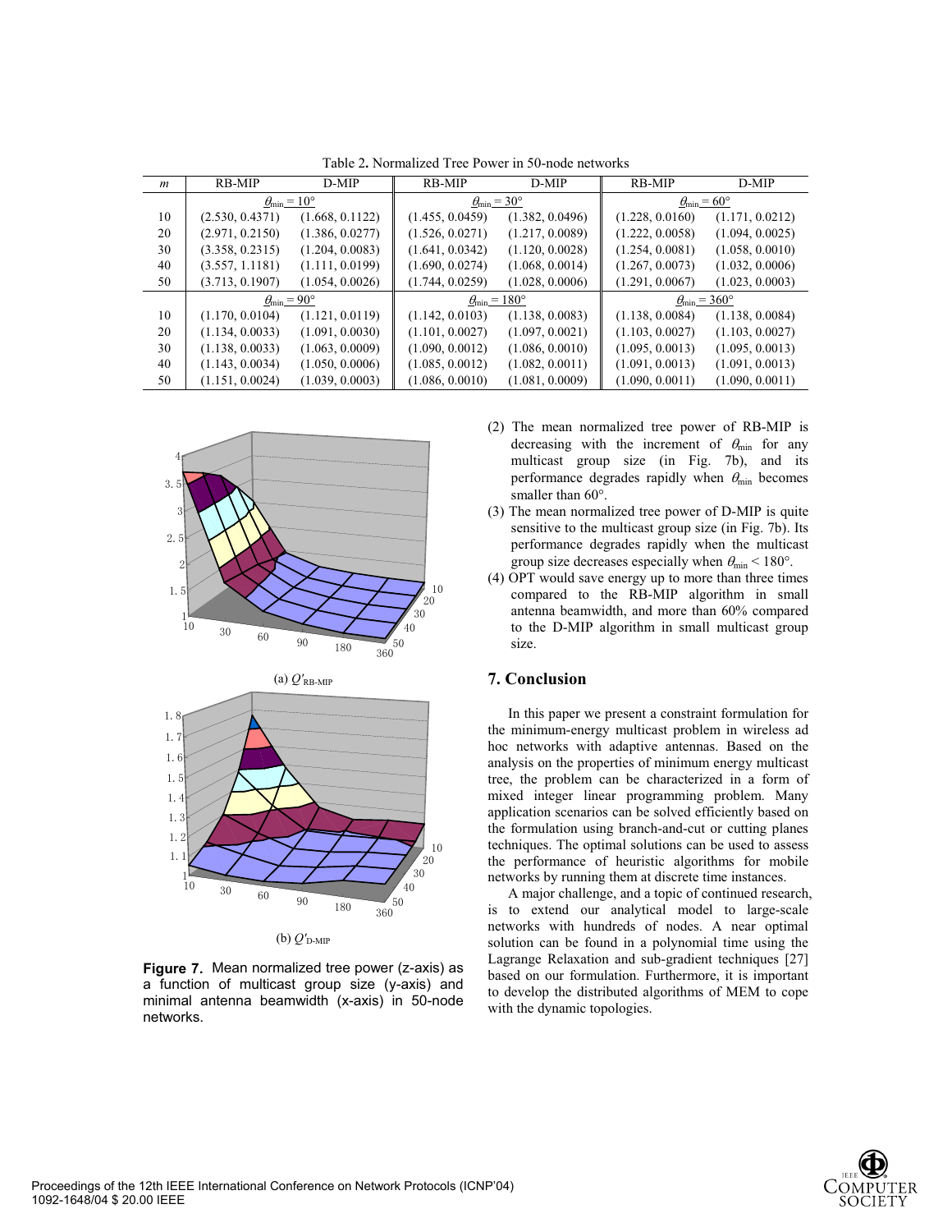Table 2. Normalized Tree Power in 50-node networks

| $m$ | RB-MIP | D-MIP | RB-MIP | D-MIP | RB-MIP | D-MIP |
|---|---|---|---|---|---|---|
| | $\theta_{min} = 10°$ | | $\theta_{min} = 30°$ | | $\theta_{min} = 60°$ | |
| 10 | (2.530, 0.4371) | (1.668, 0.1122) | (1.455, 0.0459) | (1.382, 0.0496) | (1.228, 0.0160) | (1.171, 0.0212) |
| 20 | (2.971, 0.2150) | (1.386, 0.0277) | (1.526, 0.0271) | (1.217, 0.0089) | (1.222, 0.0058) | (1.094, 0.0025) |
| 30 | (3.358, 0.2315) | (1.204, 0.0083) | (1.641, 0.0342) | (1.120, 0.0028) | (1.254, 0.0081) | (1.058, 0.0010) |
| 40 | (3.557, 1.1181) | (1.111, 0.0199) | (1.690, 0.0274) | (1.068, 0.0014) | (1.267, 0.0073) | (1.032, 0.0006) |
| 50 | (3.713, 0.1907) | (1.054, 0.0026) | (1.744, 0.0259) | (1.028, 0.0006) | (1.291, 0.0067) | (1.023, 0.0003) |
| | $\theta_{min} = 90°$ | | $\theta_{min} = 180°$ | | $\theta_{min} = 360°$ | |
| 10 | (1.170, 0.0104) | (1.121, 0.0119) | (1.142, 0.0103) | (1.138, 0.0083) | (1.138, 0.0084) | (1.138, 0.0084) |
| 20 | (1.134, 0.0033) | (1.091, 0.0030) | (1.101, 0.0027) | (1.097, 0.0021) | (1.103, 0.0027) | (1.103, 0.0027) |
| 30 | (1.138, 0.0033) | (1.063, 0.0009) | (1.090, 0.0012) | (1.086, 0.0010) | (1.095, 0.0013) | (1.095, 0.0013) |
| 40 | (1.143, 0.0034) | (1.050, 0.0006) | (1.085, 0.0012) | (1.082, 0.0011) | (1.091, 0.0013) | (1.091, 0.0013) |
| 50 | (1.151, 0.0024) | (1.039, 0.0003) | (1.086, 0.0010) | (1.081, 0.0009) | (1.090, 0.0011) | (1.090, 0.0011) |

(a) $Q'_{\text{RB-MIP}}$

(b) $Q'_{\text{D-MIP}}$

**Figure 7.** Mean normalized tree power (z-axis) as a function of multicast group size (y-axis) and minimal antenna beamwidth (x-axis) in 50-node networks.

(2) The mean normalized tree power of RB-MIP is decreasing with the increment of $\theta_{min}$ for any multicast group size (in Fig. 7b), and its performance degrades rapidly when $\theta_{min}$ becomes smaller than 60°.

(3) The mean normalized tree power of D-MIP is quite sensitive to the multicast group size (in Fig. 7b). Its performance degrades rapidly when the multicast group size decreases especially when $\theta_{min} < 180°$.

(4) OPT would save energy up to more than three times compared to the RB-MIP algorithm in small antenna beamwidth, and more than 60% compared to the D-MIP algorithm in small multicast group size.

## 7. Conclusion

In this paper we present a constraint formulation for the minimum-energy multicast problem in wireless ad hoc networks with adaptive antennas. Based on the analysis on the properties of minimum energy multicast tree, the problem can be characterized in a form of mixed integer linear programming problem. Many application scenarios can be solved efficiently based on the formulation using branch-and-cut or cutting planes techniques. The optimal solutions can be used to assess the performance of heuristic algorithms for mobile networks by running them at discrete time instances.

A major challenge, and a topic of continued research, is to extend our analytical model to large-scale networks with hundreds of nodes. A near optimal solution can be found in a polynomial time using the Lagrange Relaxation and sub-gradient techniques [27] based on our formulation. Furthermore, it is important to develop the distributed algorithms of MEM to cope with the dynamic topologies.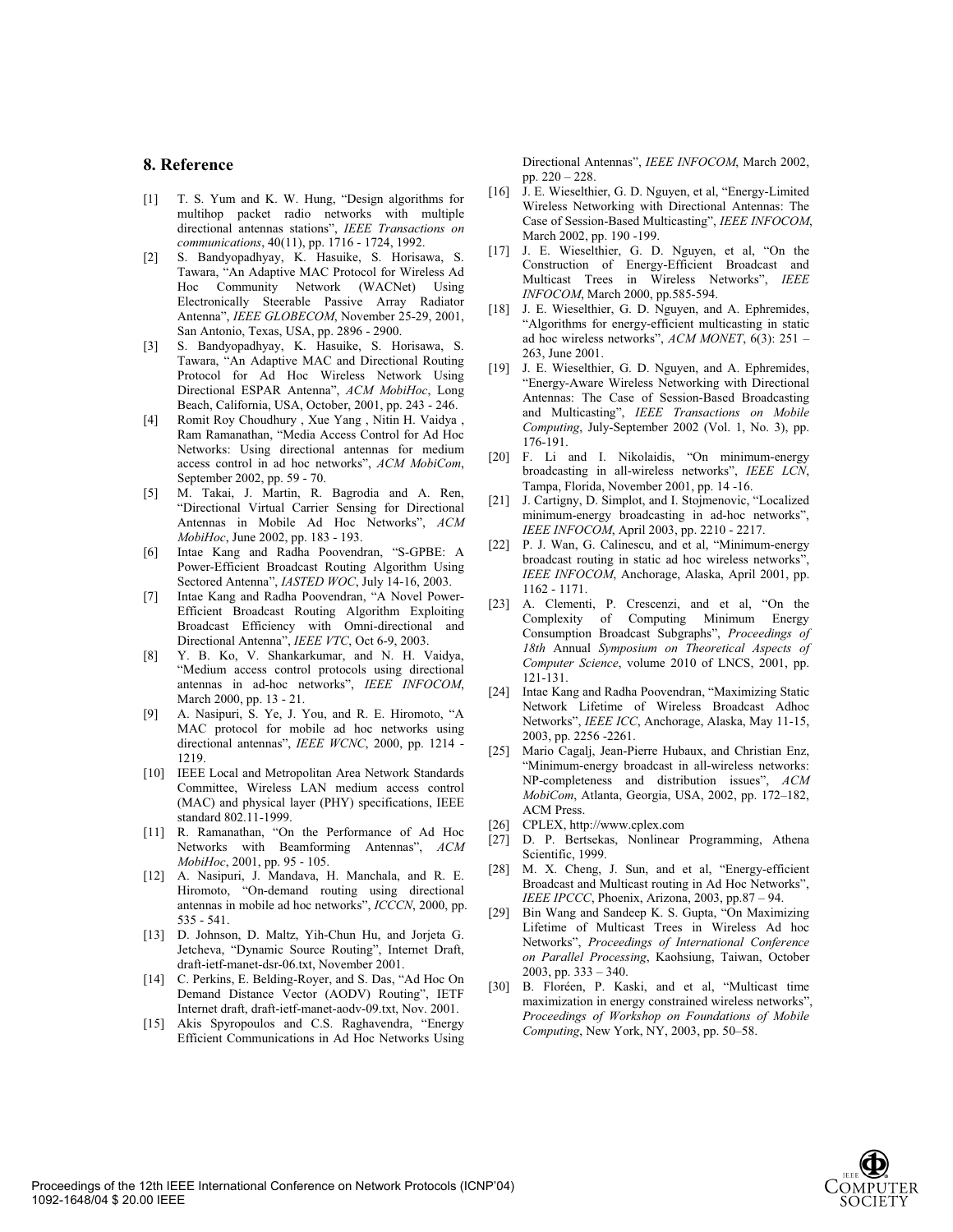## 8. Reference

[1] T. S. Yum and K. W. Hung, "Design algorithms for multihop packet radio networks with multiple directional antennas stations", *IEEE Transactions on communications*, 40(11), pp. 1716 - 1724, 1992.

[2] S. Bandyopadhyay, K. Hasuike, S. Horisawa, S. Tawara, "An Adaptive MAC Protocol for Wireless Ad Hoc Community Network (WACNet) Using Electronically Steerable Passive Array Radiator Antenna", *IEEE GLOBECOM*, November 25-29, 2001, San Antonio, Texas, USA, pp. 2896 - 2900.

[3] S. Bandyopadhyay, K. Hasuike, S. Horisawa, S. Tawara, "An Adaptive MAC and Directional Routing Protocol for Ad Hoc Wireless Network Using Directional ESPAR Antenna", *ACM MobiHoc*, Long Beach, California, USA, October, 2001, pp. 243 - 246.

[4] Romit Roy Choudhury , Xue Yang , Nitin H. Vaidya , Ram Ramanathan, "Media Access Control for Ad Hoc Networks: Using directional antennas for medium access control in ad hoc networks", *ACM MobiCom*, September 2002, pp. 59 - 70.

[5] M. Takai, J. Martin, R. Bagrodia and A. Ren, "Directional Virtual Carrier Sensing for Directional Antennas in Mobile Ad Hoc Networks", *ACM MobiHoc*, June 2002, pp. 183 - 193.

[6] Intae Kang and Radha Poovendran, "S-GPBE: A Power-Efficient Broadcast Routing Algorithm Using Sectored Antenna", *IASTED WOC*, July 14-16, 2003.

[7] Intae Kang and Radha Poovendran, "A Novel Power-Efficient Broadcast Routing Algorithm Exploiting Broadcast Efficiency with Omni-directional and Directional Antenna", *IEEE VTC*, Oct 6-9, 2003.

[8] Y. B. Ko, V. Shankarkumar, and N. H. Vaidya, "Medium access control protocols using directional antennas in ad-hoc networks", *IEEE INFOCOM*, March 2000, pp. 13 - 21.

[9] A. Nasipuri, S. Ye, J. You, and R. E. Hiromoto, "A MAC protocol for mobile ad hoc networks using directional antennas", *IEEE WCNC*, 2000, pp. 1214 - 1219.

[10] IEEE Local and Metropolitan Area Network Standards Committee, Wireless LAN medium access control (MAC) and physical layer (PHY) specifications, IEEE standard 802.11-1999.

[11] R. Ramanathan, "On the Performance of Ad Hoc Networks with Beamforming Antennas", *ACM MobiHoc*, 2001, pp. 95 - 105.

[12] A. Nasipuri, J. Mandava, H. Manchala, and R. E. Hiromoto, "On-demand routing using directional antennas in mobile ad hoc networks", *ICCCN*, 2000, pp. 535 - 541.

[13] D. Johnson, D. Maltz, Yih-Chun Hu, and Jorjeta G. Jetcheva, "Dynamic Source Routing", Internet Draft, draft-ietf-manet-dsr-06.txt, November 2001.

[14] C. Perkins, E. Belding-Royer, and S. Das, "Ad Hoc On Demand Distance Vector (AODV) Routing", IETF Internet draft, draft-ietf-manet-aodv-09.txt, Nov. 2001.

[15] Akis Spyropoulos and C.S. Raghavendra, "Energy Efficient Communications in Ad Hoc Networks Using Directional Antennas", *IEEE INFOCOM*, March 2002, pp. 220 – 228.

[16] J. E. Wieselthier, G. D. Nguyen, et al, "Energy-Limited Wireless Networking with Directional Antennas: The Case of Session-Based Multicasting", *IEEE INFOCOM*, March 2002, pp. 190 -199.

[17] J. E. Wieselthier, G. D. Nguyen, et al, "On the Construction of Energy-Efficient Broadcast and Multicast Trees in Wireless Networks", *IEEE INFOCOM*, March 2000, pp.585-594.

[18] J. E. Wieselthier, G. D. Nguyen, and A. Ephremides, "Algorithms for energy-efficient multicasting in static ad hoc wireless networks", *ACM MONET*, 6(3): 251 – 263, June 2001.

[19] J. E. Wieselthier, G. D. Nguyen, and A. Ephremides, "Energy-Aware Wireless Networking with Directional Antennas: The Case of Session-Based Broadcasting and Multicasting", *IEEE Transactions on Mobile Computing*, July-September 2002 (Vol. 1, No. 3), pp. 176-191.

[20] F. Li and I. Nikolaidis, "On minimum-energy broadcasting in all-wireless networks", *IEEE LCN*, Tampa, Florida, November 2001, pp. 14 -16.

[21] J. Cartigny, D. Simplot, and I. Stojmenovic, "Localized minimum-energy broadcasting in ad-hoc networks", *IEEE INFOCOM*, April 2003, pp. 2210 - 2217.

[22] P. J. Wan, G. Calinescu, and et al, "Minimum-energy broadcast routing in static ad hoc wireless networks", *IEEE INFOCOM*, Anchorage, Alaska, April 2001, pp. 1162 - 1171.

[23] A. Clementi, P. Crescenzi, and et al, "On the Complexity of Computing Minimum Energy Consumption Broadcast Subgraphs", *Proceedings of 18th* Annual *Symposium on Theoretical Aspects of Computer Science*, volume 2010 of LNCS, 2001, pp. 121-131.

[24] Intae Kang and Radha Poovendran, "Maximizing Static Network Lifetime of Wireless Broadcast Adhoc Networks", *IEEE ICC*, Anchorage, Alaska, May 11-15, 2003, pp. 2256 -2261.

[25] Mario Cagalj, Jean-Pierre Hubaux, and Christian Enz, "Minimum-energy broadcast in all-wireless networks: NP-completeness and distribution issues", *ACM MobiCom*, Atlanta, Georgia, USA, 2002, pp. 172–182, ACM Press.

[26] CPLEX, http://www.cplex.com

[27] D. P. Bertsekas, Nonlinear Programming, Athena Scientific, 1999.

[28] M. X. Cheng, J. Sun, and et al, "Energy-efficient Broadcast and Multicast routing in Ad Hoc Networks", *IEEE IPCCC*, Phoenix, Arizona, 2003, pp.87 – 94.

[29] Bin Wang and Sandeep K. S. Gupta, "On Maximizing Lifetime of Multicast Trees in Wireless Ad hoc Networks", *Proceedings of International Conference on Parallel Processing*, Kaohsiung, Taiwan, October 2003, pp. 333 – 340.

[30] B. Floréen, P. Kaski, and et al, "Multicast time maximization in energy constrained wireless networks", *Proceedings of Workshop on Foundations of Mobile Computing*, New York, NY, 2003, pp. 50–58.